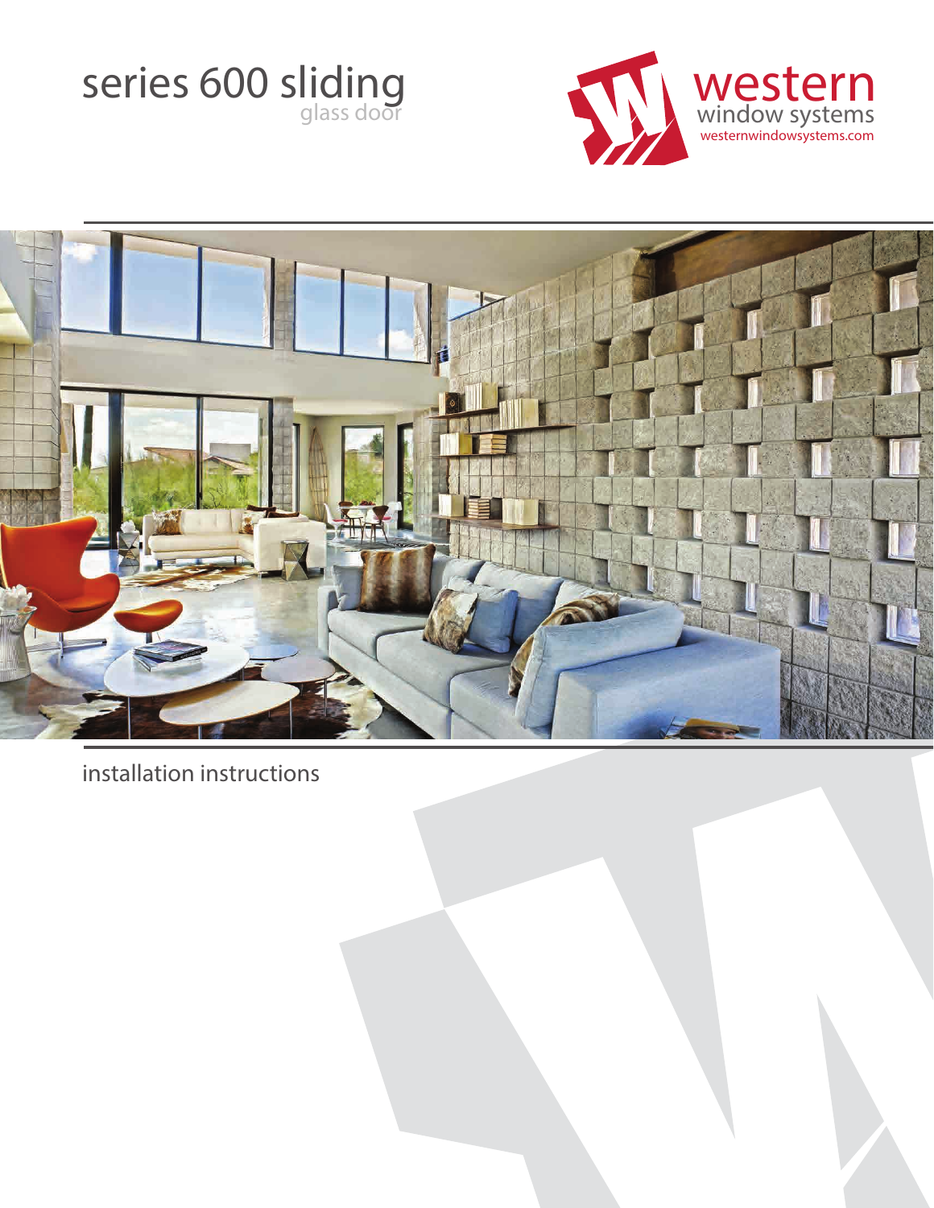# series 600 sliding glass door

western window systems

westernwindowsystems.com

installation instructions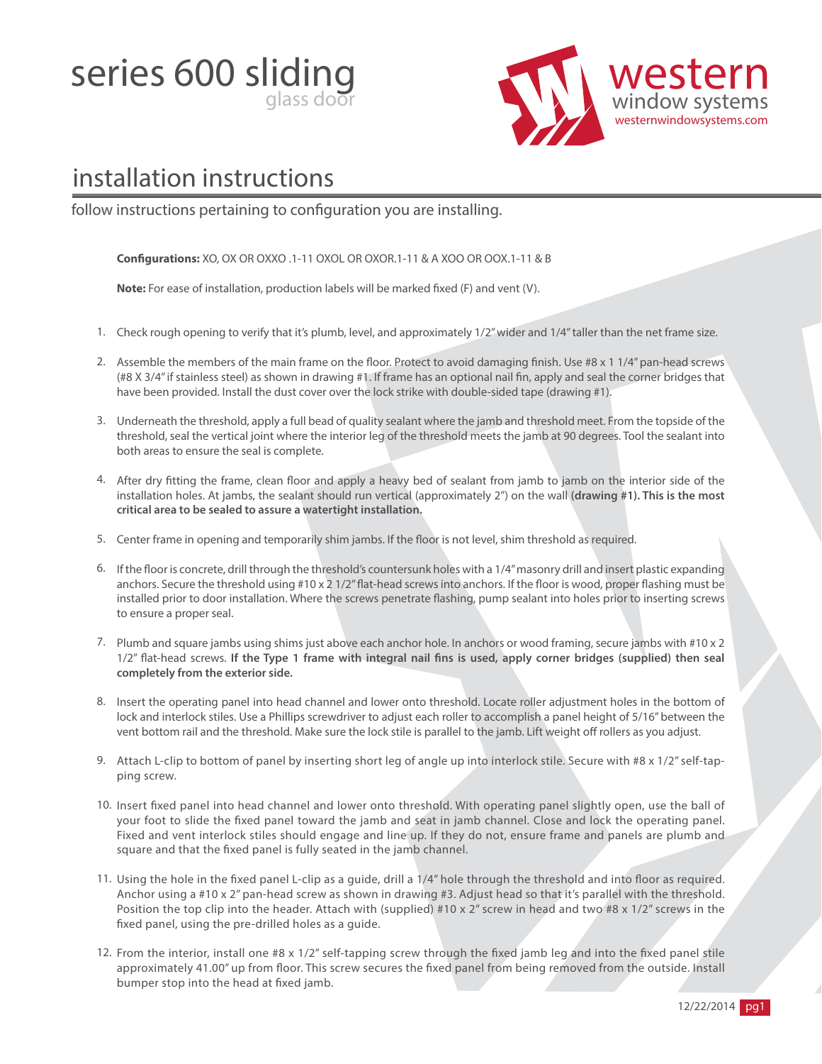# series 600 sliding glass door

western window systems
westernwindowsystems.com

## installation instructions

follow instructions pertaining to configuration you are installing.

**Configurations:** XO, OX OR OXXO .1-11 OXOL OR OXOR.1-11 & A XOO OR OOX.1-11 & B

**Note:** For ease of installation, production labels will be marked fixed (F) and vent (V).

1. Check rough opening to verify that it's plumb, level, and approximately 1/2" wider and 1/4" taller than the net frame size.
2. Assemble the members of the main frame on the floor. Protect to avoid damaging finish. Use #8 x 1 1/4" pan-head screws (#8 X 3/4" if stainless steel) as shown in drawing #1. If frame has an optional nail fin, apply and seal the corner bridges that have been provided. Install the dust cover over the lock strike with double-sided tape (drawing #1).
3. Underneath the threshold, apply a full bead of quality sealant where the jamb and threshold meet. From the topside of the threshold, seal the vertical joint where the interior leg of the threshold meets the jamb at 90 degrees. Tool the sealant into both areas to ensure the seal is complete.
4. After dry fitting the frame, clean floor and apply a heavy bed of sealant from jamb to jamb on the interior side of the installation holes. At jambs, the sealant should run vertical (approximately 2") on the wall **(drawing #1). This is the most critical area to be sealed to assure a watertight installation.**
5. Center frame in opening and temporarily shim jambs. If the floor is not level, shim threshold as required.
6. If the floor is concrete, drill through the threshold's countersunk holes with a 1/4" masonry drill and insert plastic expanding anchors. Secure the threshold using #10 x 2 1/2" flat-head screws into anchors. If the floor is wood, proper flashing must be installed prior to door installation. Where the screws penetrate flashing, pump sealant into holes prior to inserting screws to ensure a proper seal.
7. Plumb and square jambs using shims just above each anchor hole. In anchors or wood framing, secure jambs with #10 x 2 1/2" flat-head screws. **If the Type 1 frame with integral nail fins is used, apply corner bridges (supplied) then seal completely from the exterior side.**
8. Insert the operating panel into head channel and lower onto threshold. Locate roller adjustment holes in the bottom of lock and interlock stiles. Use a Phillips screwdriver to adjust each roller to accomplish a panel height of 5/16" between the vent bottom rail and the threshold. Make sure the lock stile is parallel to the jamb. Lift weight off rollers as you adjust.
9. Attach L-clip to bottom of panel by inserting short leg of angle up into interlock stile. Secure with #8 x 1/2" self-tapping screw.
10. Insert fixed panel into head channel and lower onto threshold. With operating panel slightly open, use the ball of your foot to slide the fixed panel toward the jamb and seat in jamb channel. Close and lock the operating panel. Fixed and vent interlock stiles should engage and line up. If they do not, ensure frame and panels are plumb and square and that the fixed panel is fully seated in the jamb channel.
11. Using the hole in the fixed panel L-clip as a guide, drill a 1/4" hole through the threshold and into floor as required. Anchor using a #10 x 2" pan-head screw as shown in drawing #3. Adjust head so that it's parallel with the threshold. Position the top clip into the header. Attach with (supplied) #10 x 2" screw in head and two #8 x 1/2" screws in the fixed panel, using the pre-drilled holes as a guide.
12. From the interior, install one #8 x 1/2" self-tapping screw through the fixed jamb leg and into the fixed panel stile approximately 41.00" up from floor. This screw secures the fixed panel from being removed from the outside. Install bumper stop into the head at fixed jamb.

12/22/2014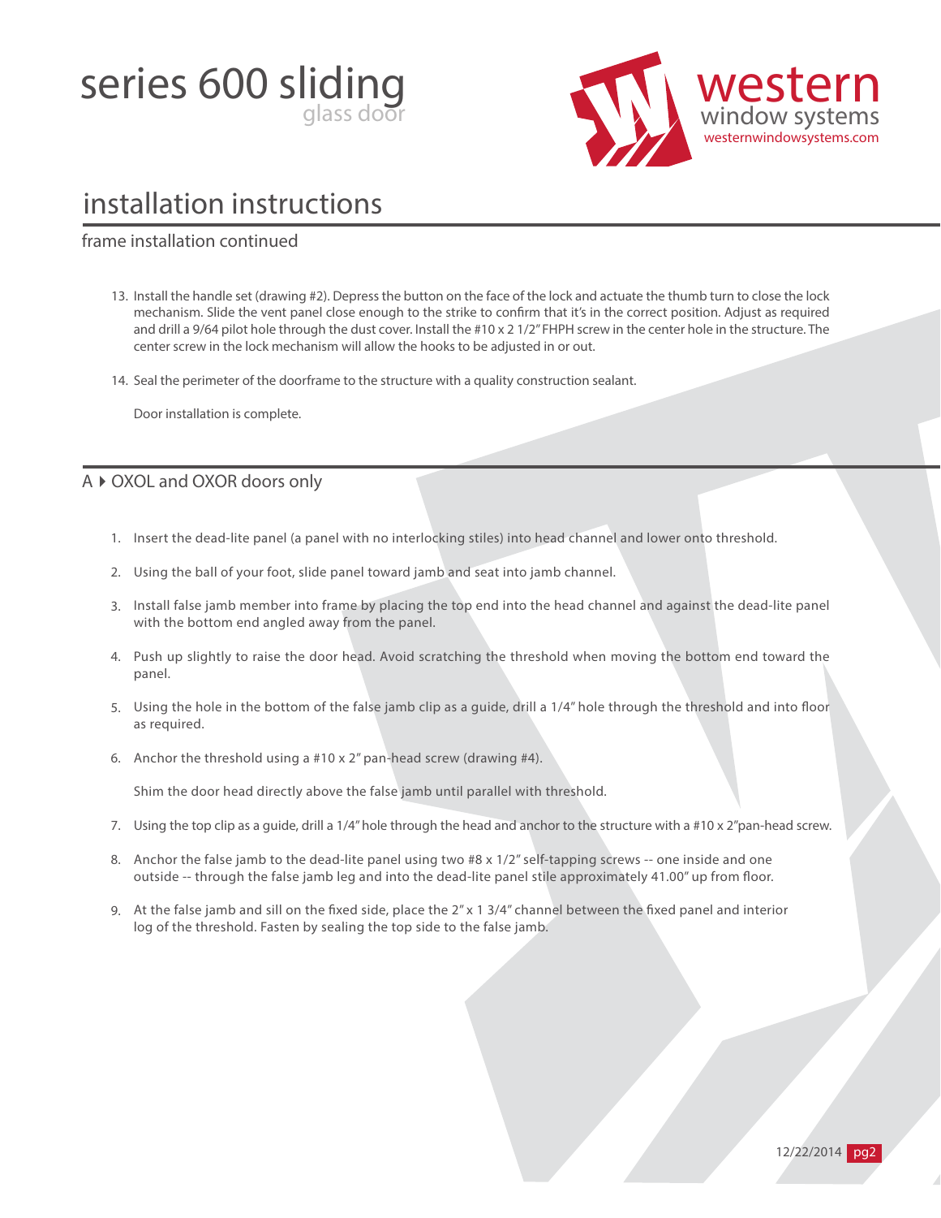# series 600 sliding glass door

## installation instructions

### frame installation continued

13. Install the handle set (drawing #2). Depress the button on the face of the lock and actuate the thumb turn to close the lock mechanism. Slide the vent panel close enough to the strike to confirm that it's in the correct position. Adjust as required and drill a 9/64 pilot hole through the dust cover. Install the #10 x 2 1/2" FHPH screw in the center hole in the structure. The center screw in the lock mechanism will allow the hooks to be adjusted in or out.

14. Seal the perimeter of the doorframe to the structure with a quality construction sealant.

    Door installation is complete.

### A ▸ OXOL and OXOR doors only

1. Insert the dead-lite panel (a panel with no interlocking stiles) into head channel and lower onto threshold.

2. Using the ball of your foot, slide panel toward jamb and seat into jamb channel.

3. Install false jamb member into frame by placing the top end into the head channel and against the dead-lite panel with the bottom end angled away from the panel.

4. Push up slightly to raise the door head. Avoid scratching the threshold when moving the bottom end toward the panel.

5. Using the hole in the bottom of the false jamb clip as a guide, drill a 1/4" hole through the threshold and into floor as required.

6. Anchor the threshold using a #10 x 2" pan-head screw (drawing #4).

   Shim the door head directly above the false jamb until parallel with threshold.

7. Using the top clip as a guide, drill a 1/4" hole through the head and anchor to the structure with a #10 x 2"pan-head screw.

8. Anchor the false jamb to the dead-lite panel using two #8 x 1/2" self-tapping screws -- one inside and one outside -- through the false jamb leg and into the dead-lite panel stile approximately 41.00" up from floor.

9. At the false jamb and sill on the fixed side, place the 2" x 1 3/4" channel between the fixed panel and interior log of the threshold. Fasten by sealing the top side to the false jamb.

12/22/2014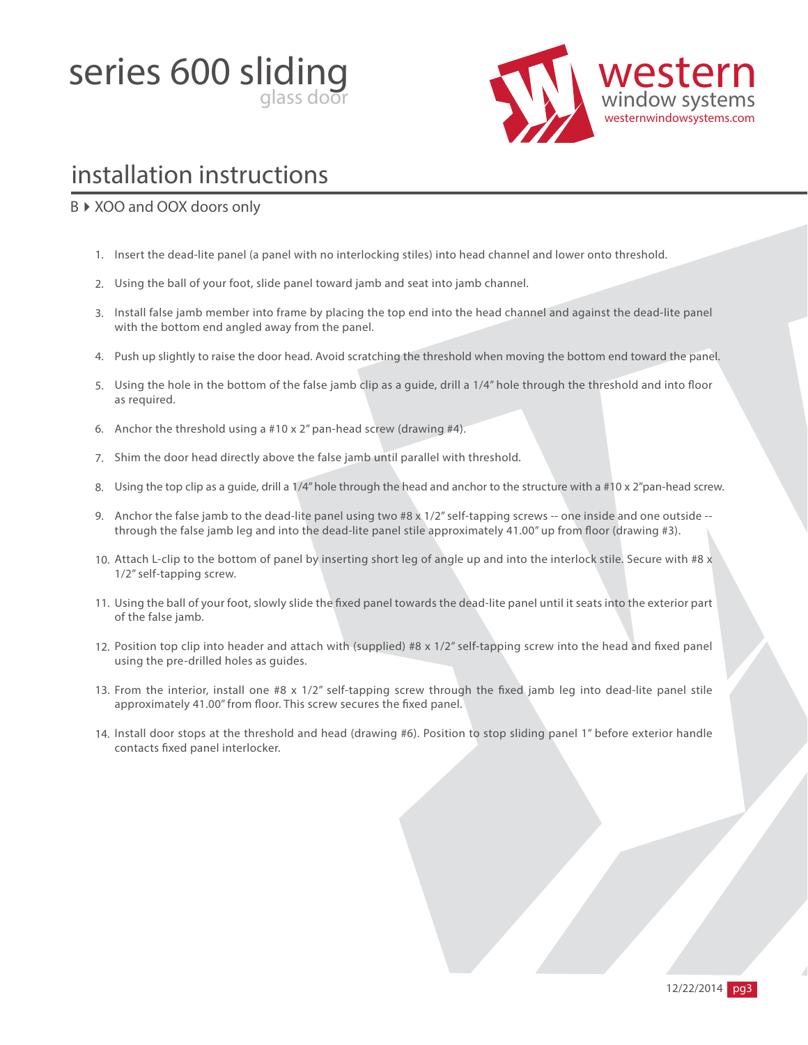# series 600 sliding glass door

western window systems
westernwindowsystems.com

## installation instructions

### B ▸ XOO and OOX doors only

1. Insert the dead-lite panel (a panel with no interlocking stiles) into head channel and lower onto threshold.
2. Using the ball of your foot, slide panel toward jamb and seat into jamb channel.
3. Install false jamb member into frame by placing the top end into the head channel and against the dead-lite panel with the bottom end angled away from the panel.
4. Push up slightly to raise the door head. Avoid scratching the threshold when moving the bottom end toward the panel.
5. Using the hole in the bottom of the false jamb clip as a guide, drill a 1/4" hole through the threshold and into floor as required.
6. Anchor the threshold using a #10 x 2" pan-head screw (drawing #4).
7. Shim the door head directly above the false jamb until parallel with threshold.
8. Using the top clip as a guide, drill a 1/4" hole through the head and anchor to the structure with a #10 x 2"pan-head screw.
9. Anchor the false jamb to the dead-lite panel using two #8 x 1/2" self-tapping screws -- one inside and one outside -- through the false jamb leg and into the dead-lite panel stile approximately 41.00" up from floor (drawing #3).
10. Attach L-clip to the bottom of panel by inserting short leg of angle up and into the interlock stile. Secure with #8 x 1/2" self-tapping screw.
11. Using the ball of your foot, slowly slide the fixed panel towards the dead-lite panel until it seats into the exterior part of the false jamb.
12. Position top clip into header and attach with (supplied) #8 x 1/2" self-tapping screw into the head and fixed panel using the pre-drilled holes as guides.
13. From the interior, install one #8 x 1/2" self-tapping screw through the fixed jamb leg into dead-lite panel stile approximately 41.00" from floor. This screw secures the fixed panel.
14. Install door stops at the threshold and head (drawing #6). Position to stop sliding panel 1" before exterior handle contacts fixed panel interlocker.

12/22/2014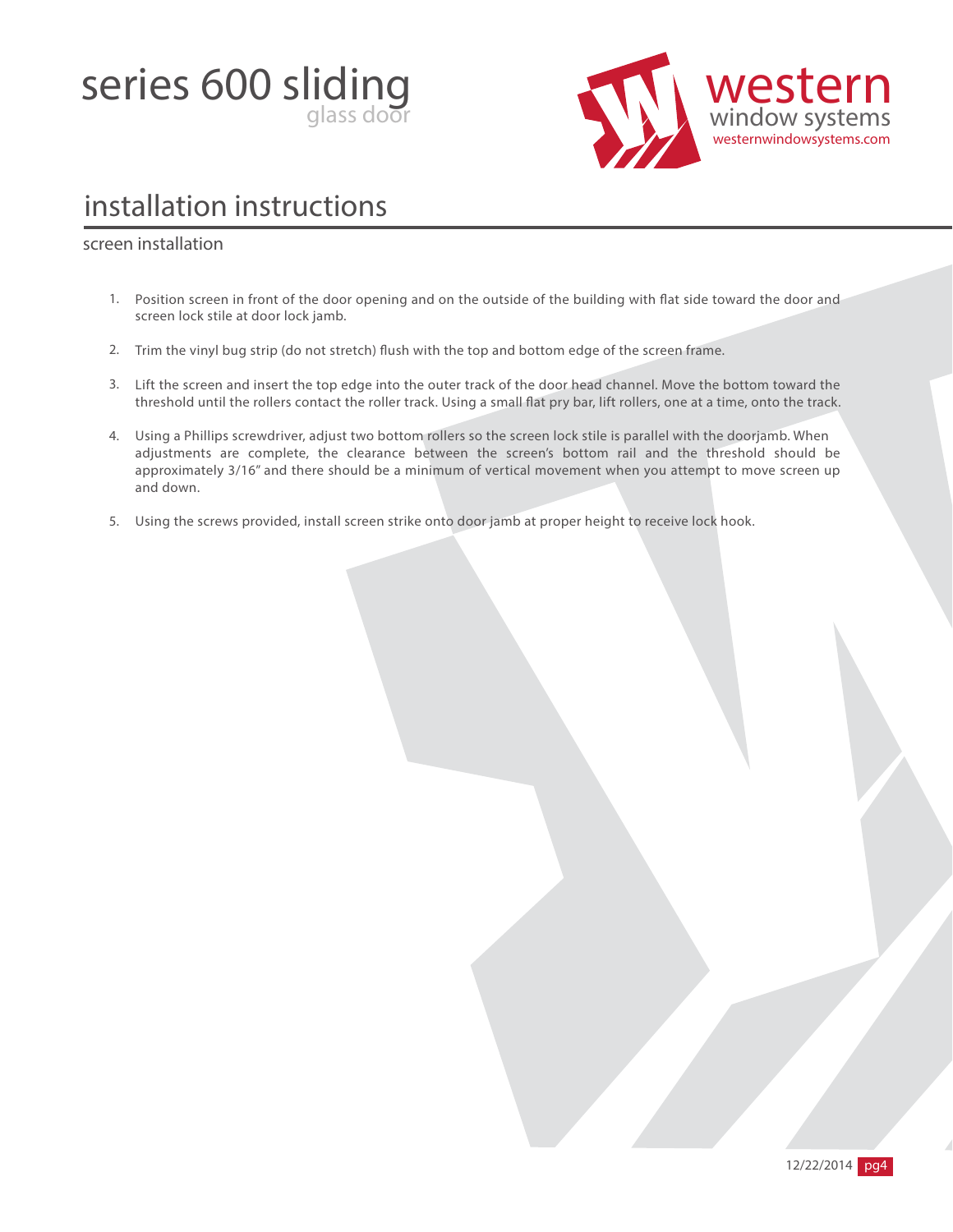# series 600 sliding glass door

western window systems
westernwindowsystems.com

## installation instructions

### screen installation

1. Position screen in front of the door opening and on the outside of the building with flat side toward the door and screen lock stile at door lock jamb.

2. Trim the vinyl bug strip (do not stretch) flush with the top and bottom edge of the screen frame.

3. Lift the screen and insert the top edge into the outer track of the door head channel. Move the bottom toward the threshold until the rollers contact the roller track. Using a small flat pry bar, lift rollers, one at a time, onto the track.

4. Using a Phillips screwdriver, adjust two bottom rollers so the screen lock stile is parallel with the doorjamb. When adjustments are complete, the clearance between the screen's bottom rail and the threshold should be approximately 3/16" and there should be a minimum of vertical movement when you attempt to move screen up and down.

5. Using the screws provided, install screen strike onto door jamb at proper height to receive lock hook.

12/22/2014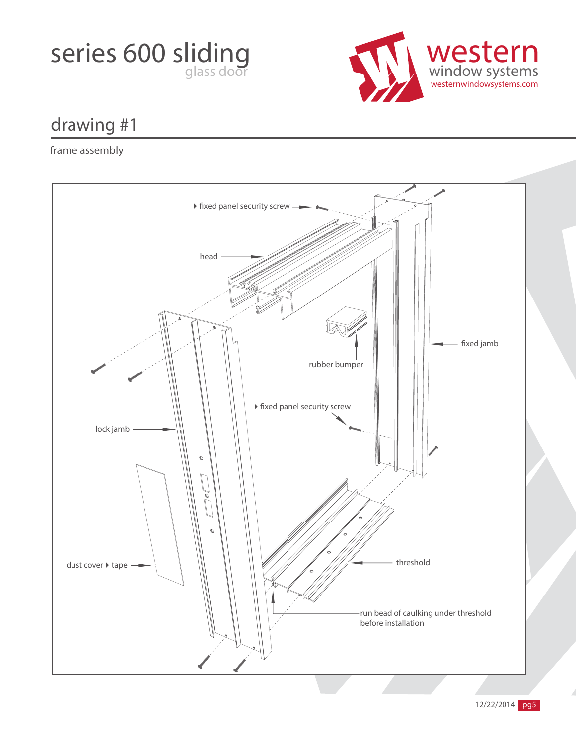# series 600 sliding glass door

western window systems
westernwindowsystems.com

## drawing #1

frame assembly

▸ fixed panel security screw

head

fixed jamb

rubber bumper

▸ fixed panel security screw

lock jamb

dust cover ▸ tape

threshold

run bead of caulking under threshold before installation

12/22/2014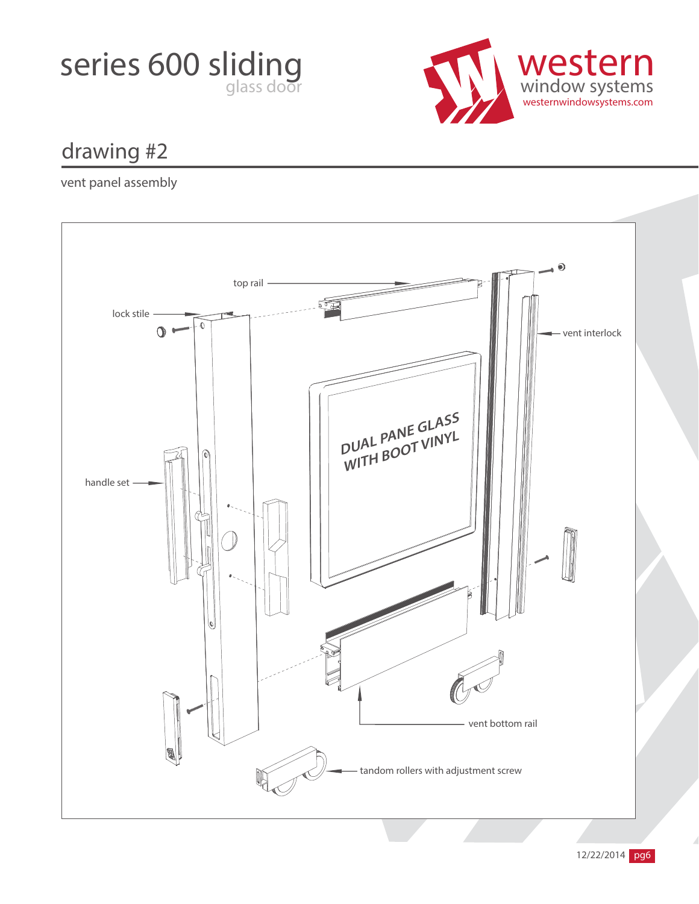# series 600 sliding glass door

western window systems
westernwindowsystems.com

## drawing #2

vent panel assembly

top rail

lock stile

vent interlock

DUAL PANE GLASS WITH BOOT VINYL

handle set

vent bottom rail

tandom rollers with adjustment screw

12/22/2014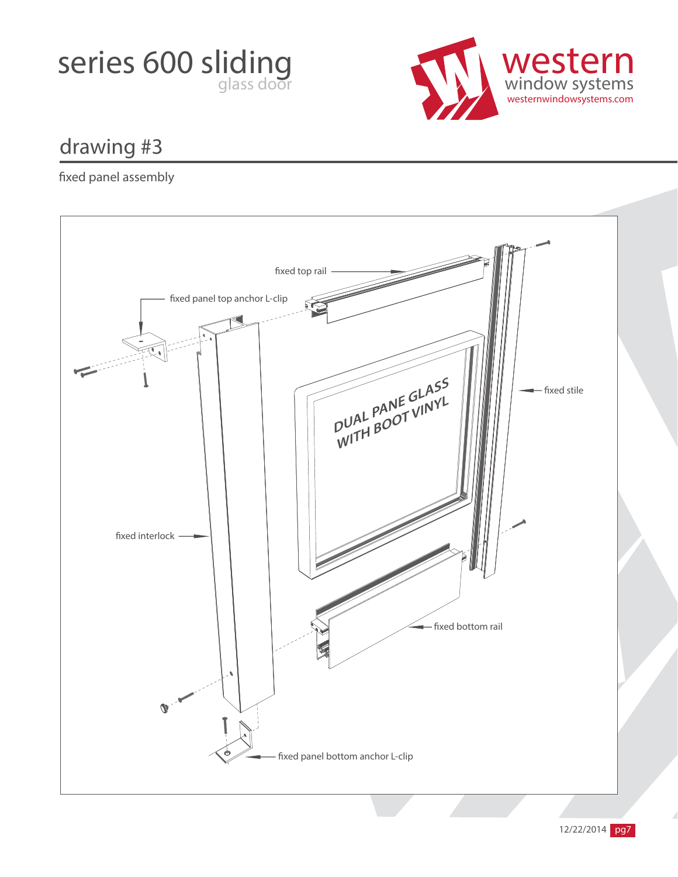# series 600 sliding
glass door

western
window systems
westernwindowsystems.com

## drawing #3

fixed panel assembly

fixed top rail

fixed panel top anchor L-clip

DUAL PANE GLASS WITH BOOT VINYL

fixed stile

fixed interlock

fixed bottom rail

fixed panel bottom anchor L-clip

12/22/2014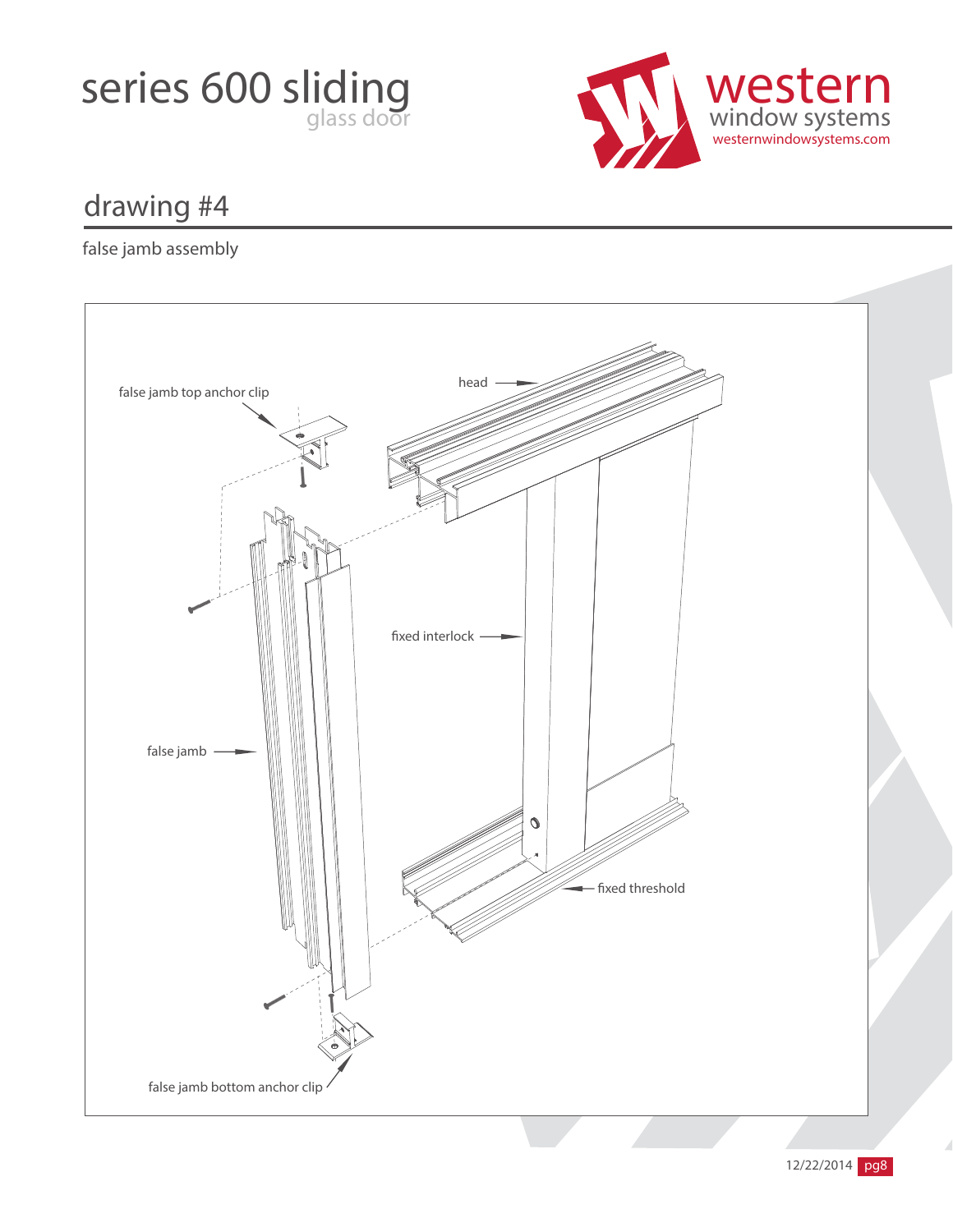# series 600 sliding glass door

western window systems
westernwindowsystems.com

## drawing #4

false jamb assembly

false jamb top anchor clip

head

fixed interlock

false jamb

fixed threshold

false jamb bottom anchor clip

12/22/2014